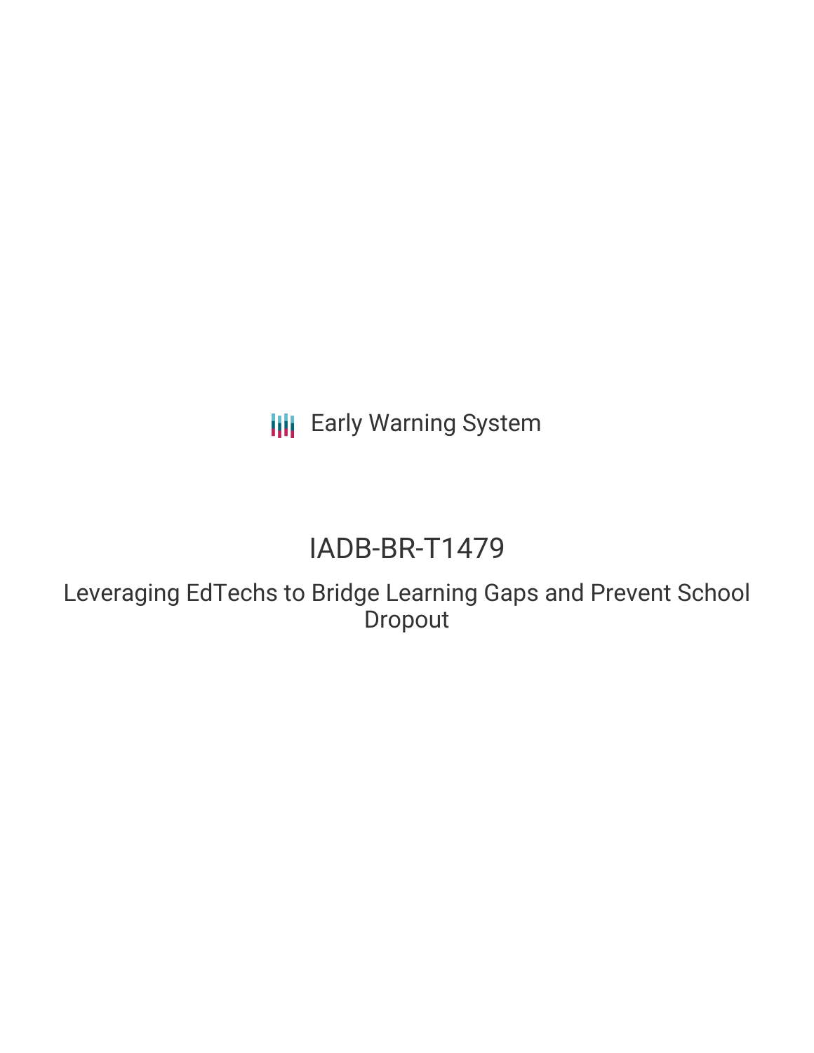Early Warning System

# IADB-BR-T1479

## Leveraging EdTechs to Bridge Learning Gaps and Prevent School Dropout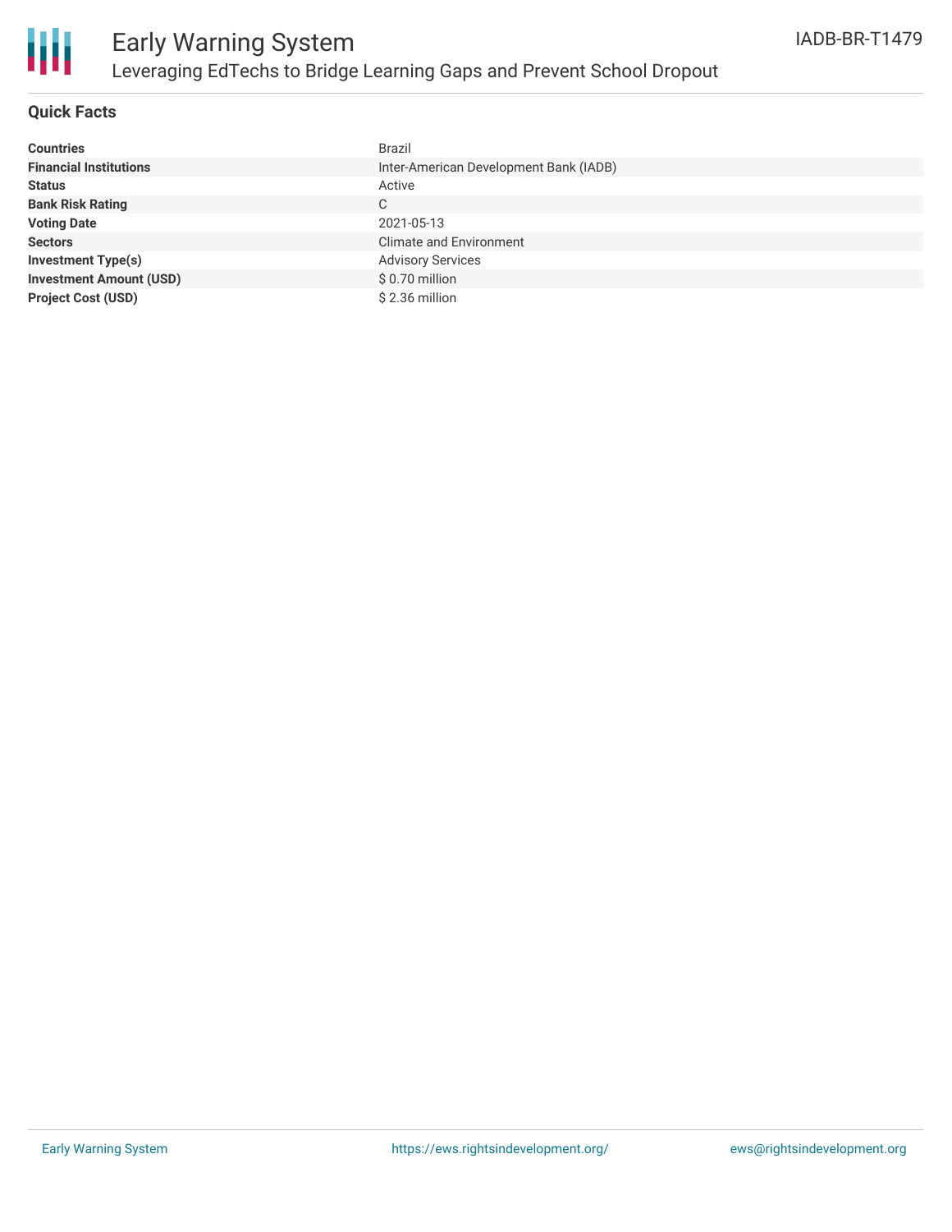# Early Warning System

## Leveraging EdTechs to Bridge Learning Gaps and Prevent School Dropout

IADB-BR-T1479

### Quick Facts

| | |
|---|---|
| **Countries** | Brazil |
| **Financial Institutions** | Inter-American Development Bank (IADB) |
| **Status** | Active |
| **Bank Risk Rating** | C |
| **Voting Date** | 2021-05-13 |
| **Sectors** | Climate and Environment |
| **Investment Type(s)** | Advisory Services |
| **Investment Amount (USD)** | $ 0.70 million |
| **Project Cost (USD)** | $ 2.36 million |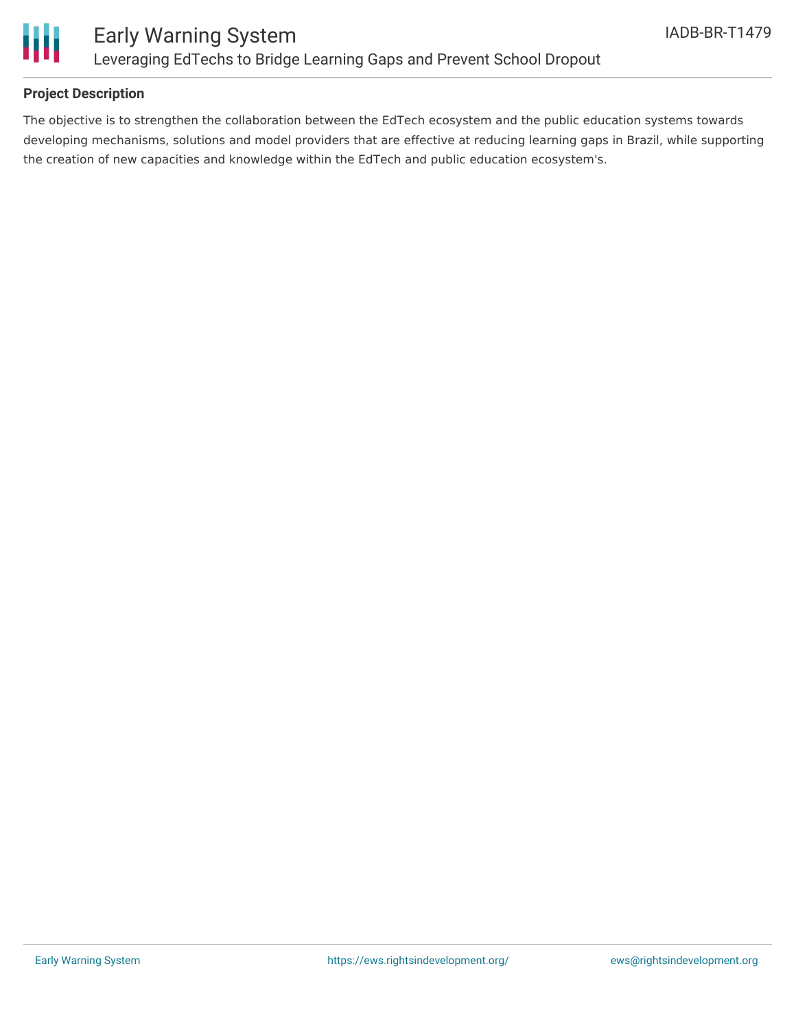## Project Description

The objective is to strengthen the collaboration between the EdTech ecosystem and the public education systems towards developing mechanisms, solutions and model providers that are effective at reducing learning gaps in Brazil, while supporting the creation of new capacities and knowledge within the EdTech and public education ecosystem's.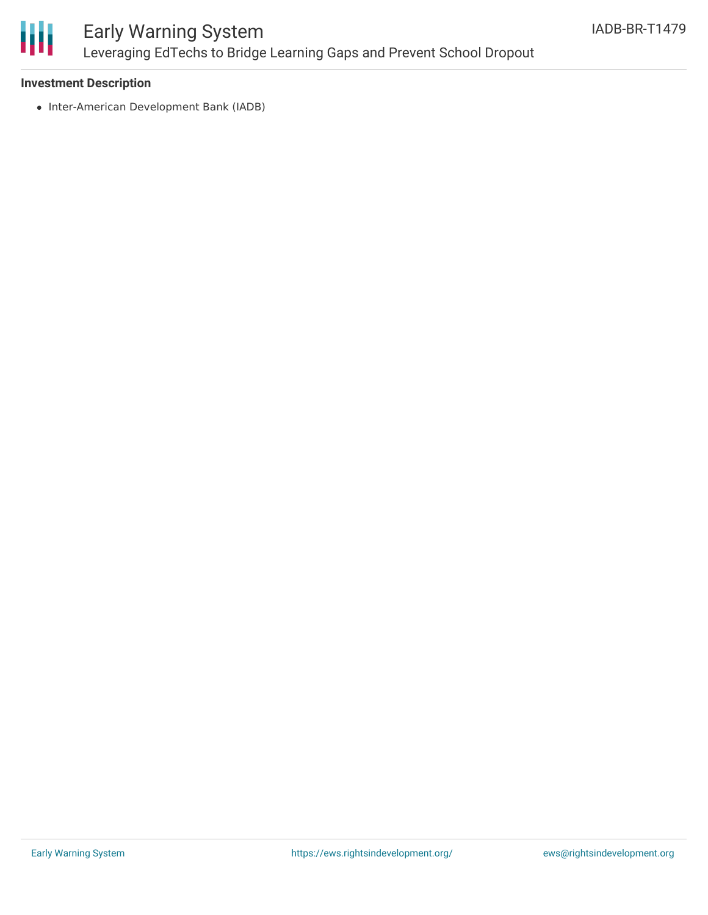### Investment Description

- Inter-American Development Bank (IADB)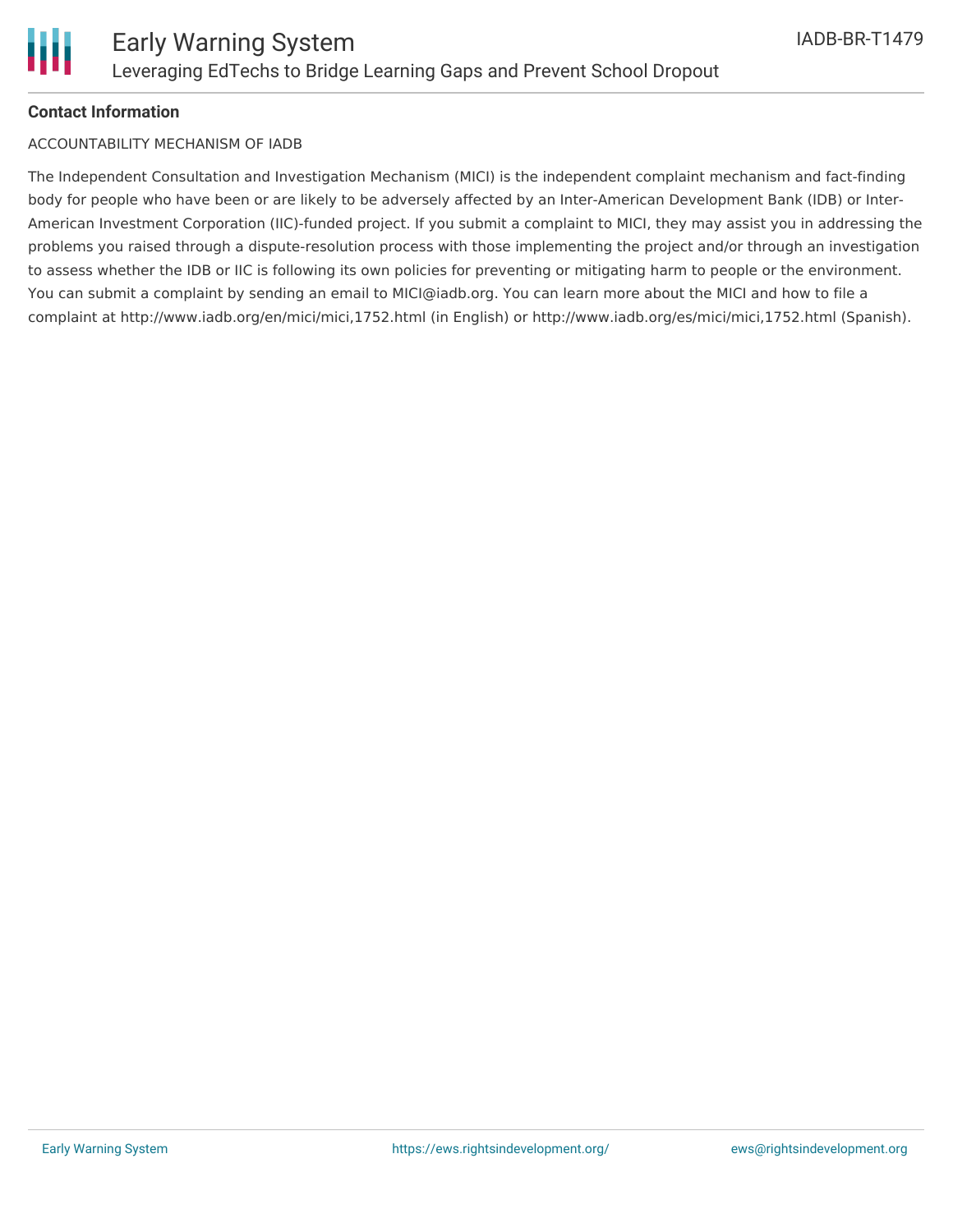**Contact Information**

ACCOUNTABILITY MECHANISM OF IADB

The Independent Consultation and Investigation Mechanism (MICI) is the independent complaint mechanism and fact-finding body for people who have been or are likely to be adversely affected by an Inter-American Development Bank (IDB) or Inter-American Investment Corporation (IIC)-funded project. If you submit a complaint to MICI, they may assist you in addressing the problems you raised through a dispute-resolution process with those implementing the project and/or through an investigation to assess whether the IDB or IIC is following its own policies for preventing or mitigating harm to people or the environment. You can submit a complaint by sending an email to MICI@iadb.org. You can learn more about the MICI and how to file a complaint at http://www.iadb.org/en/mici/mici,1752.html (in English) or http://www.iadb.org/es/mici/mici,1752.html (Spanish).